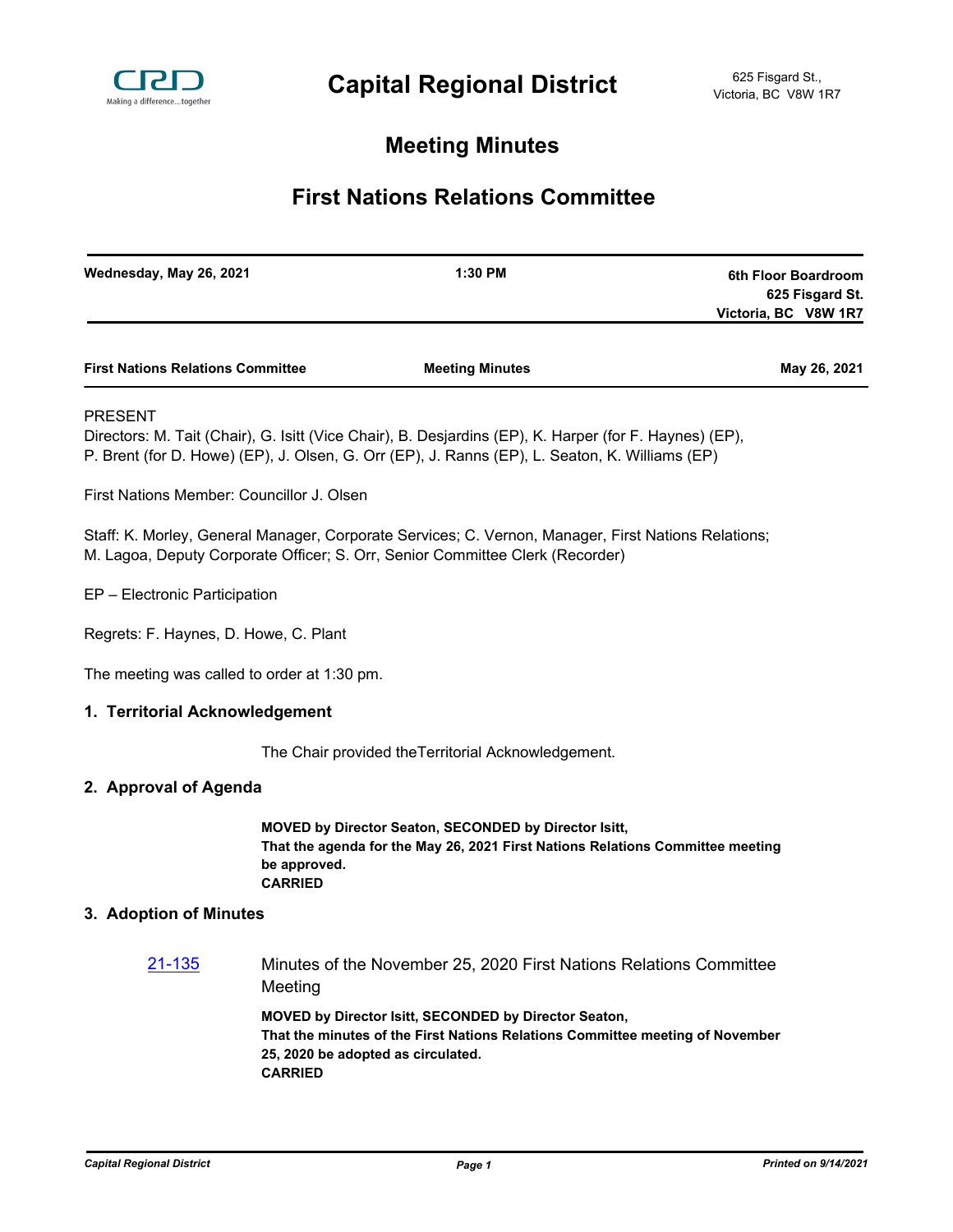# Capital Regional District

625 Fisgard St.,
Victoria, BC V8W 1R7

## Meeting Minutes

## First Nations Relations Committee

| Wednesday, May 26, 2021 | 1:30 PM | 6th Floor Boardroom<br>625 Fisgard St.<br>Victoria, BC V8W 1R7 |
|---|---|---|

PRESENT

Directors: M. Tait (Chair), G. Isitt (Vice Chair), B. Desjardins (EP), K. Harper (for F. Haynes) (EP), P. Brent (for D. Howe) (EP), J. Olsen, G. Orr (EP), J. Ranns (EP), L. Seaton, K. Williams (EP)

First Nations Member: Councillor J. Olsen

Staff: K. Morley, General Manager, Corporate Services; C. Vernon, Manager, First Nations Relations; M. Lagoa, Deputy Corporate Officer; S. Orr, Senior Committee Clerk (Recorder)

EP – Electronic Participation

Regrets: F. Haynes, D. Howe, C. Plant

The meeting was called to order at 1:30 pm.

### 1. Territorial Acknowledgement

The Chair provided theTerritorial Acknowledgement.

### 2. Approval of Agenda

**MOVED by Director Seaton, SECONDED by Director Isitt,**
**That the agenda for the May 26, 2021 First Nations Relations Committee meeting be approved.**
**CARRIED**

### 3. Adoption of Minutes

21-135 Minutes of the November 25, 2020 First Nations Relations Committee Meeting

**MOVED by Director Isitt, SECONDED by Director Seaton,**
**That the minutes of the First Nations Relations Committee meeting of November 25, 2020 be adopted as circulated.**
**CARRIED**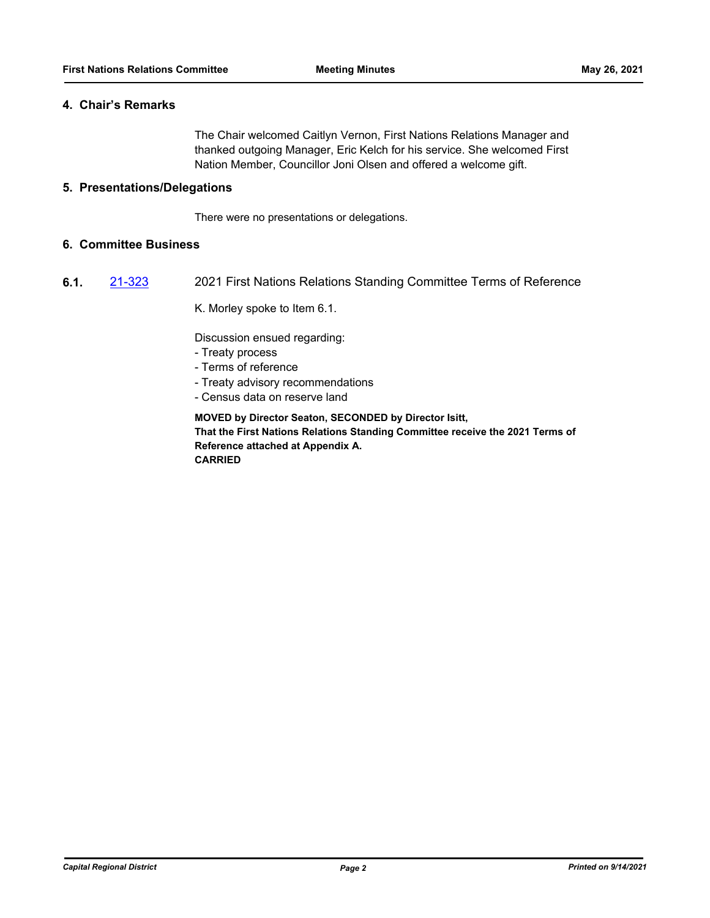## 4. Chair's Remarks

The Chair welcomed Caitlyn Vernon, First Nations Relations Manager and thanked outgoing Manager, Eric Kelch for his service. She welcomed First Nation Member, Councillor Joni Olsen and offered a welcome gift.

## 5. Presentations/Delegations

There were no presentations or delegations.

## 6. Committee Business

### 6.1. 21-323 2021 First Nations Relations Standing Committee Terms of Reference

K. Morley spoke to Item 6.1.

Discussion ensued regarding:
- Treaty process
- Terms of reference
- Treaty advisory recommendations
- Census data on reserve land

**MOVED by Director Seaton, SECONDED by Director Isitt,**
**That the First Nations Relations Standing Committee receive the 2021 Terms of Reference attached at Appendix A.**
**CARRIED**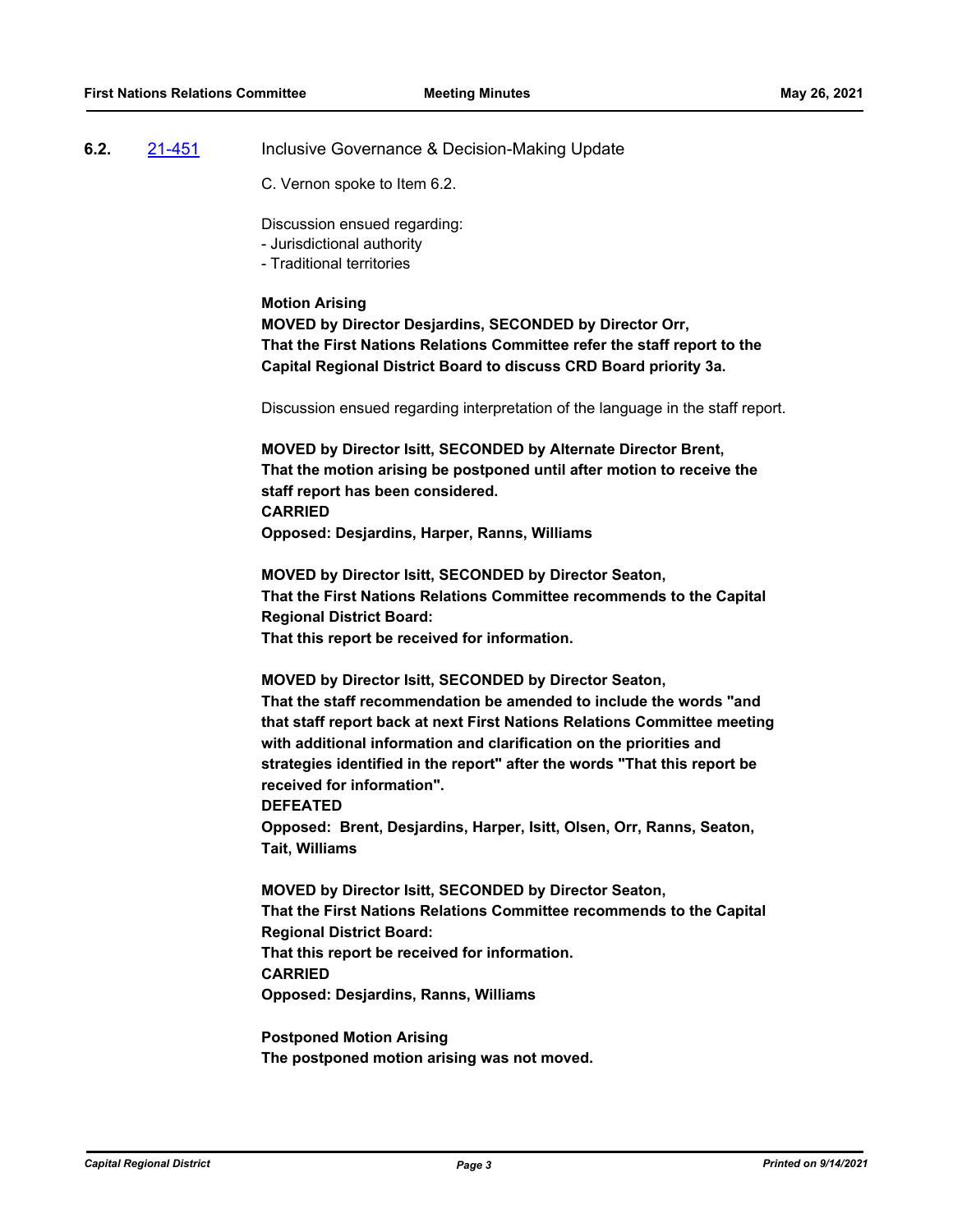**6.2.** [21-451](21-451) Inclusive Governance & Decision-Making Update

C. Vernon spoke to Item 6.2.

Discussion ensued regarding:
- Jurisdictional authority
- Traditional territories

**Motion Arising**
**MOVED by Director Desjardins, SECONDED by Director Orr,**
**That the First Nations Relations Committee refer the staff report to the Capital Regional District Board to discuss CRD Board priority 3a.**

Discussion ensued regarding interpretation of the language in the staff report.

**MOVED by Director Isitt, SECONDED by Alternate Director Brent,**
**That the motion arising be postponed until after motion to receive the staff report has been considered.**
**CARRIED**
**Opposed: Desjardins, Harper, Ranns, Williams**

**MOVED by Director Isitt, SECONDED by Director Seaton,**
**That the First Nations Relations Committee recommends to the Capital Regional District Board:**
**That this report be received for information.**

**MOVED by Director Isitt, SECONDED by Director Seaton,**
**That the staff recommendation be amended to include the words "and that staff report back at next First Nations Relations Committee meeting with additional information and clarification on the priorities and strategies identified in the report" after the words "That this report be received for information".**
**DEFEATED**
**Opposed: Brent, Desjardins, Harper, Isitt, Olsen, Orr, Ranns, Seaton, Tait, Williams**

**MOVED by Director Isitt, SECONDED by Director Seaton,**
**That the First Nations Relations Committee recommends to the Capital Regional District Board:**
**That this report be received for information.**
**CARRIED**
**Opposed: Desjardins, Ranns, Williams**

**Postponed Motion Arising**
**The postponed motion arising was not moved.**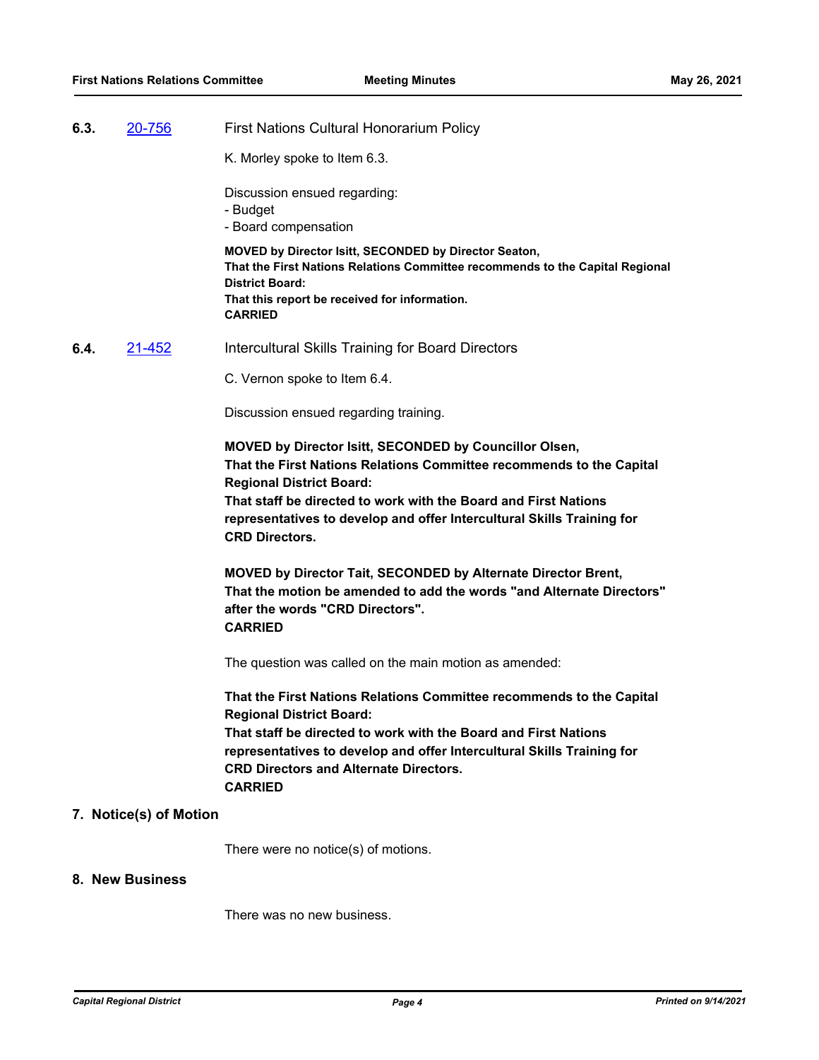### 6.3. 20-756 First Nations Cultural Honorarium Policy

K. Morley spoke to Item 6.3.

Discussion ensued regarding:
- Budget
- Board compensation

**MOVED by Director Isitt, SECONDED by Director Seaton,**
**That the First Nations Relations Committee recommends to the Capital Regional District Board:**
**That this report be received for information.**
**CARRIED**

### 6.4. 21-452 Intercultural Skills Training for Board Directors

C. Vernon spoke to Item 6.4.

Discussion ensued regarding training.

**MOVED by Director Isitt, SECONDED by Councillor Olsen,**
**That the First Nations Relations Committee recommends to the Capital Regional District Board:**
**That staff be directed to work with the Board and First Nations representatives to develop and offer Intercultural Skills Training for CRD Directors.**

**MOVED by Director Tait, SECONDED by Alternate Director Brent,**
**That the motion be amended to add the words "and Alternate Directors" after the words "CRD Directors".**
**CARRIED**

The question was called on the main motion as amended:

**That the First Nations Relations Committee recommends to the Capital Regional District Board:**
**That staff be directed to work with the Board and First Nations representatives to develop and offer Intercultural Skills Training for CRD Directors and Alternate Directors.**
**CARRIED**

## 7. Notice(s) of Motion

There were no notice(s) of motions.

## 8. New Business

There was no new business.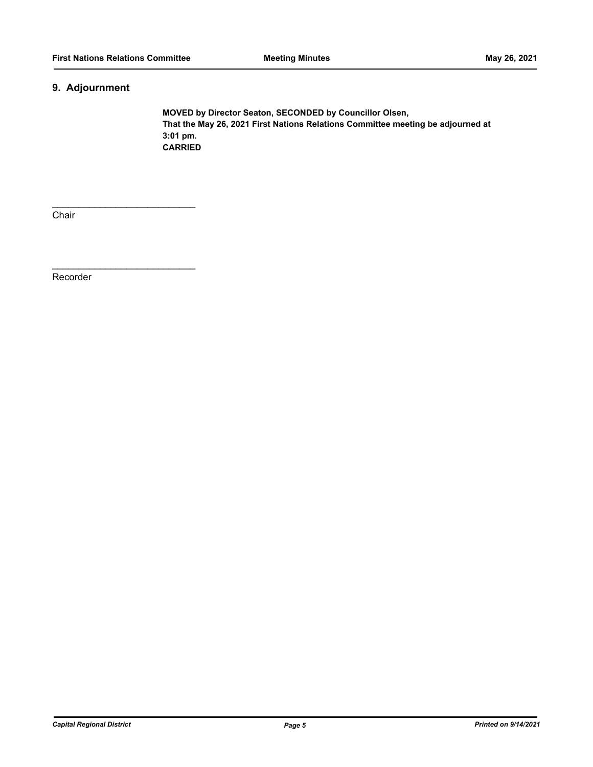## 9. Adjournment

**MOVED by Director Seaton, SECONDED by Councillor Olsen,**
**That the May 26, 2021 First Nations Relations Committee meeting be adjourned at 3:01 pm.**
**CARRIED**

___________________________
Chair

___________________________
Recorder